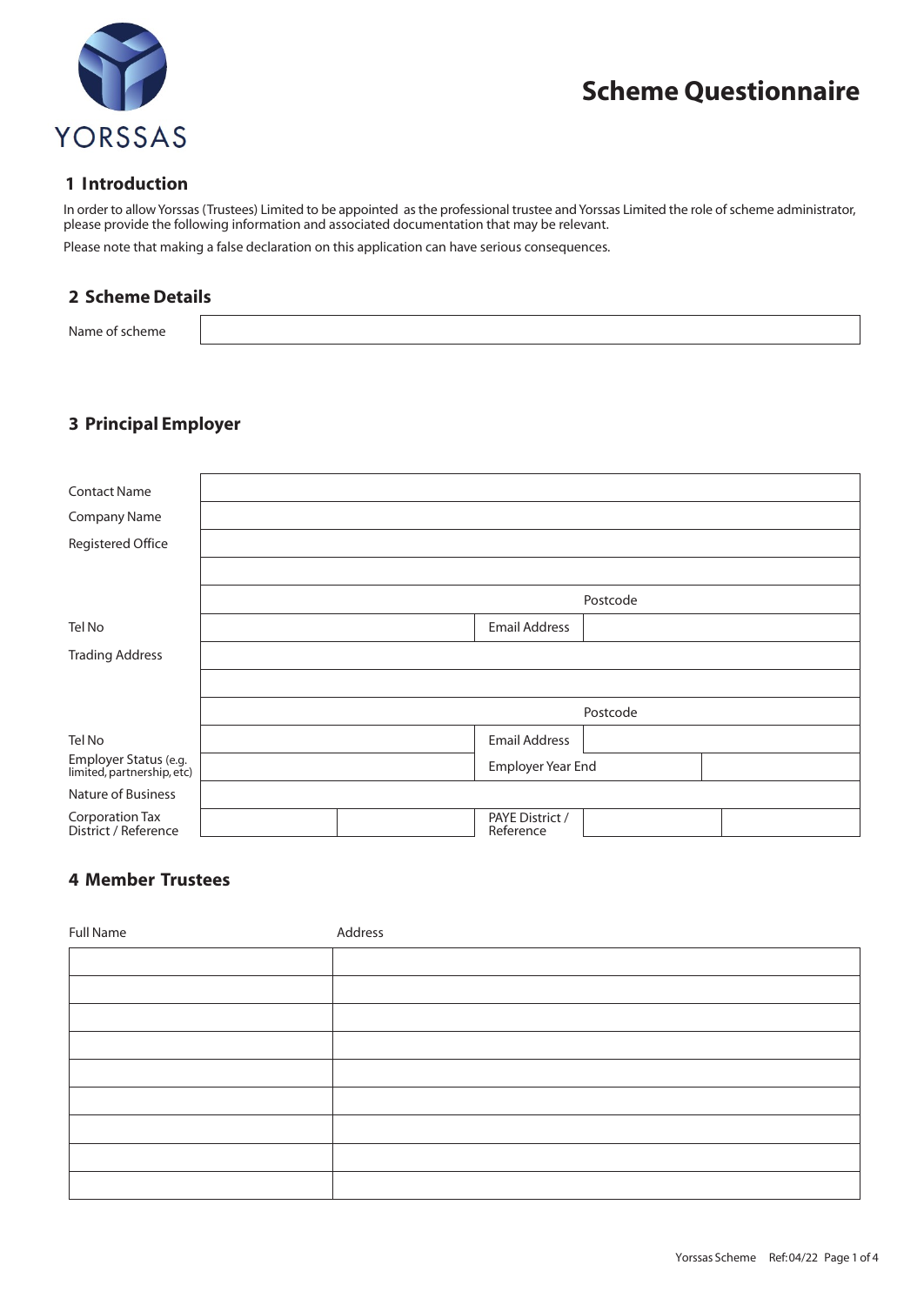YORSSAS

# Scheme Questionnaire

## 1 Introduction

In order to allow Yorssas (Trustees) Limited to be appointed as the professional trustee and Yorssas Limited the role of scheme administrator, please provide the following information and associated documentation that may be relevant.

Please note that making a false declaration on this application can have serious consequences.

## 2 Scheme Details

| Name of scheme | |
|---|---|

## 3 Principal Employer

| | | | | |
|---|---|---|---|---|
| Contact Name | | | | |
| Company Name | | | | |
| Registered Office | | | | |
| | | | | |
| | | | Postcode | |
| Tel No | | Email Address | | |
| Trading Address | | | | |
| | | | | |
| | | | Postcode | |
| Tel No | | Email Address | | |
| Employer Status (e.g. limited, partnership, etc) | | Employer Year End | | |
| Nature of Business | | | | |
| Corporation Tax District / Reference | | | PAYE District / Reference | |

## 4 Member Trustees

| Full Name | Address |
|---|---|
| | |
| | |
| | |
| | |
| | |
| | |
| | |
| | |
| | |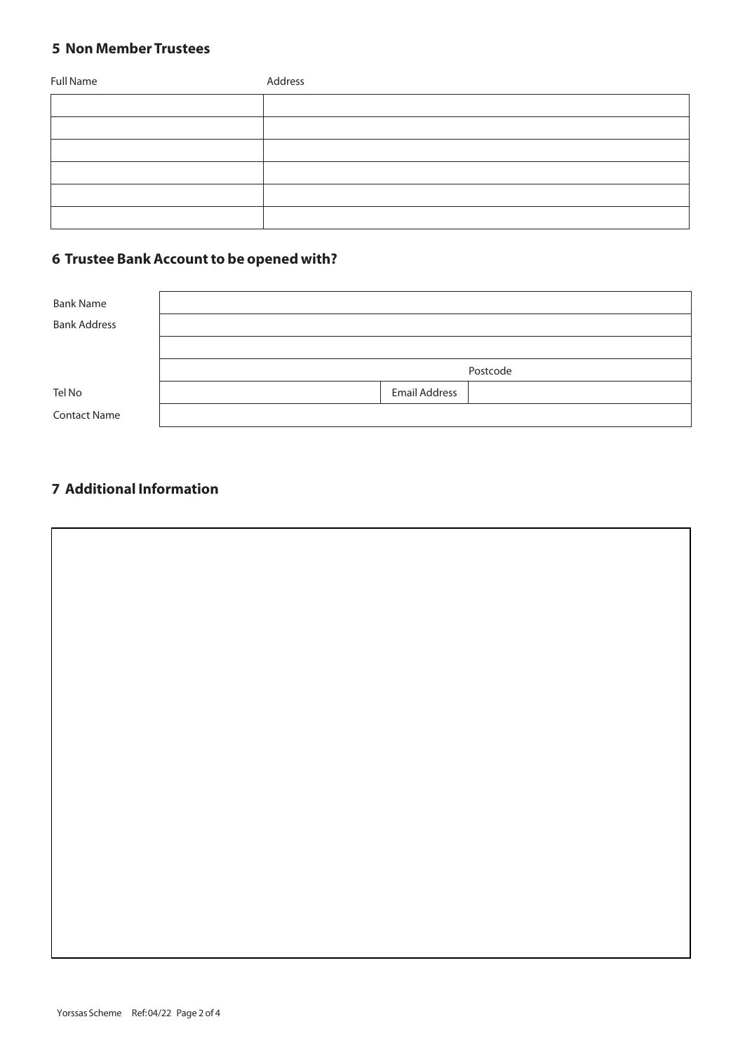## 5 Non Member Trustees

| Full Name | Address |
|---|---|
| | |
| | |
| | |
| | |
| | |
| | |

## 6 Trustee Bank Account to be opened with?

| | | | |
|---|---|---|---|
| Bank Name | | | |
| Bank Address | | | |
| | | | |
| | | Postcode | |
| Tel No | | Email Address | |
| Contact Name | | | |

## 7 Additional Information

| |
|---|
| |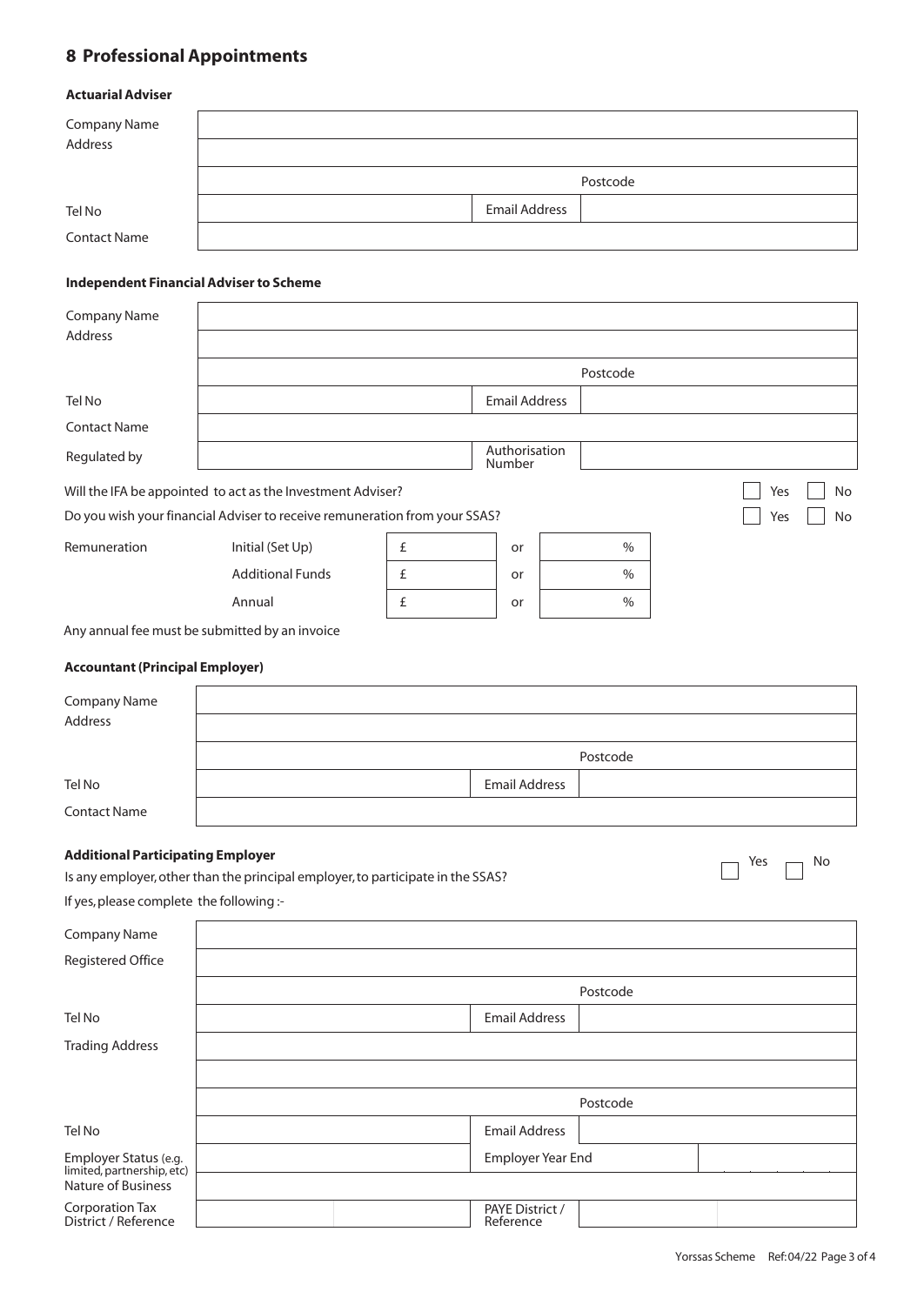## 8 Professional Appointments

### Actuarial Adviser

| | | | |
|---|---|---|---|
| Company Name | | | |
| Address | | | |
| | | Postcode | |
| Tel No | | Email Address | |
| Contact Name | | | |

### Independent Financial Adviser to Scheme

| | | | |
|---|---|---|---|
| Company Name | | | |
| Address | | | |
| | | Postcode | |
| Tel No | | Email Address | |
| Contact Name | | | |
| Regulated by | | Authorisation Number | |

Will the IFA be appointed to act as the Investment Adviser? ☐ Yes ☐ No

Do you wish your financial Adviser to receive remuneration from your SSAS? ☐ Yes ☐ No

| Remuneration | | | | |
|---|---|---|---|---|
| | Initial (Set Up) | £ | or | % |
| | Additional Funds | £ | or | % |
| | Annual | £ | or | % |

Any annual fee must be submitted by an invoice

### Accountant (Principal Employer)

| | | | |
|---|---|---|---|
| Company Name | | | |
| Address | | | |
| | | Postcode | |
| Tel No | | Email Address | |
| Contact Name | | | |

### Additional Participating Employer

Is any employer, other than the principal employer, to participate in the SSAS? ☐ Yes ☐ No

If yes, please complete the following :-

| | | | |
|---|---|---|---|
| Company Name | | | |
| Registered Office | | | |
| | | Postcode | |
| Tel No | | Email Address | |
| Trading Address | | | |
| | | | |
| | | Postcode | |
| Tel No | | Email Address | |
| Employer Status (e.g. limited, partnership, etc) | | Employer Year End | |
| Nature of Business | | | |
| Corporation Tax District / Reference | | PAYE District / Reference | |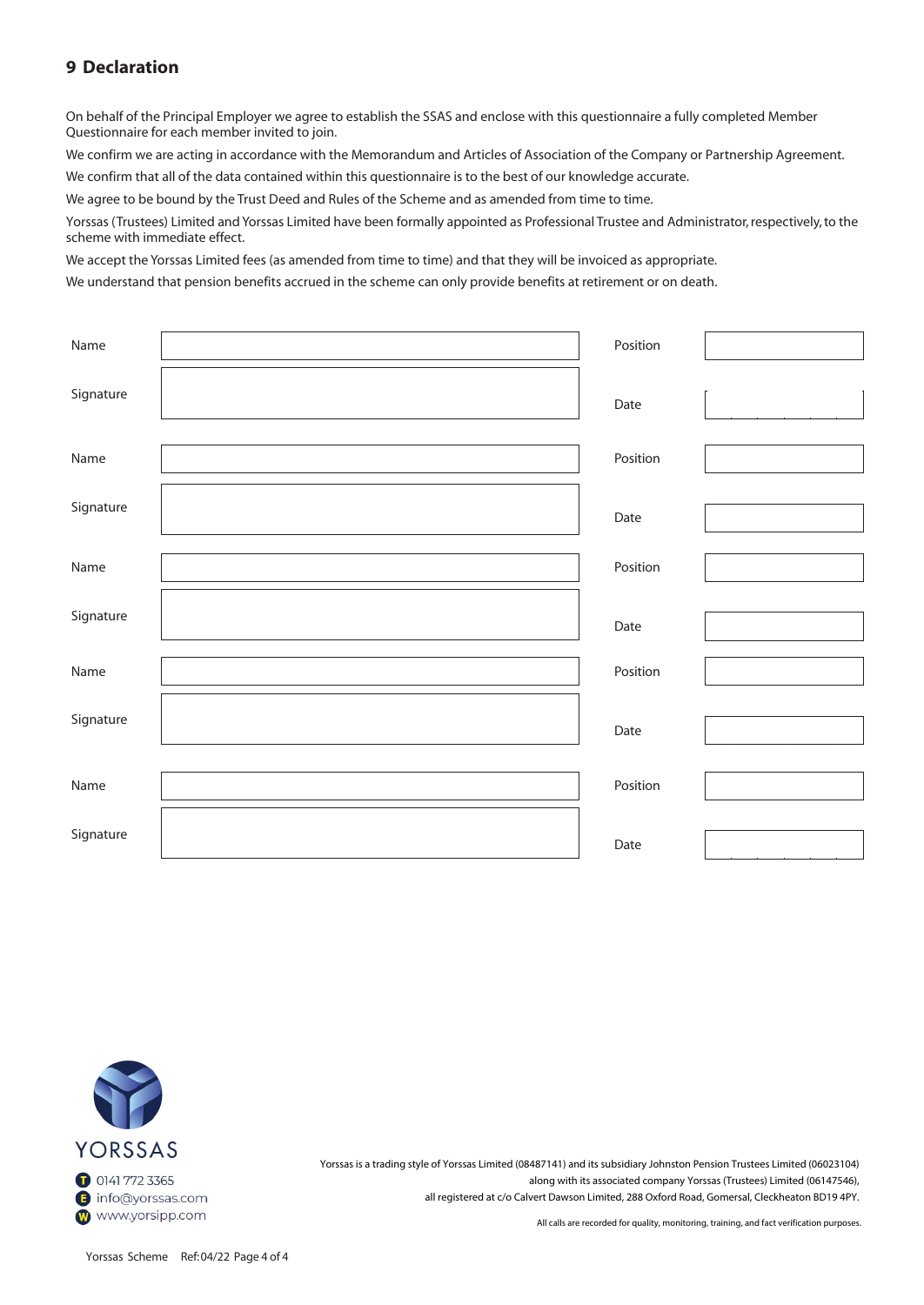## 9 Declaration

On behalf of the Principal Employer we agree to establish the SSAS and enclose with this questionnaire a fully completed Member Questionnaire for each member invited to join.

We confirm we are acting in accordance with the Memorandum and Articles of Association of the Company or Partnership Agreement.

We confirm that all of the data contained within this questionnaire is to the best of our knowledge accurate.

We agree to be bound by the Trust Deed and Rules of the Scheme and as amended from time to time.

Yorssas (Trustees) Limited and Yorssas Limited have been formally appointed as Professional Trustee and Administrator, respectively, to the scheme with immediate effect.

We accept the Yorssas Limited fees (as amended from time to time) and that they will be invoiced as appropriate.

We understand that pension benefits accrued in the scheme can only provide benefits at retirement or on death.

| | | | |
|---|---|---|---|
| Name | | Position | |
| Signature | | Date | |
| Name | | Position | |
| Signature | | Date | |
| Name | | Position | |
| Signature | | Date | |
| Name | | Position | |
| Signature | | Date | |
| Name | | Position | |
| Signature | | Date | |

YORSSAS

T 0141 772 3365
E info@yorssas.com
W www.yorsipp.com

Yorssas is a trading style of Yorssas Limited (08487141) and its subsidiary Johnston Pension Trustees Limited (06023104) along with its associated company Yorssas (Trustees) Limited (06147546), all registered at c/o Calvert Dawson Limited, 288 Oxford Road, Gomersal, Cleckheaton BD19 4PY.

All calls are recorded for quality, monitoring, training, and fact verification purposes.

Yorssas Scheme Ref: 04/22